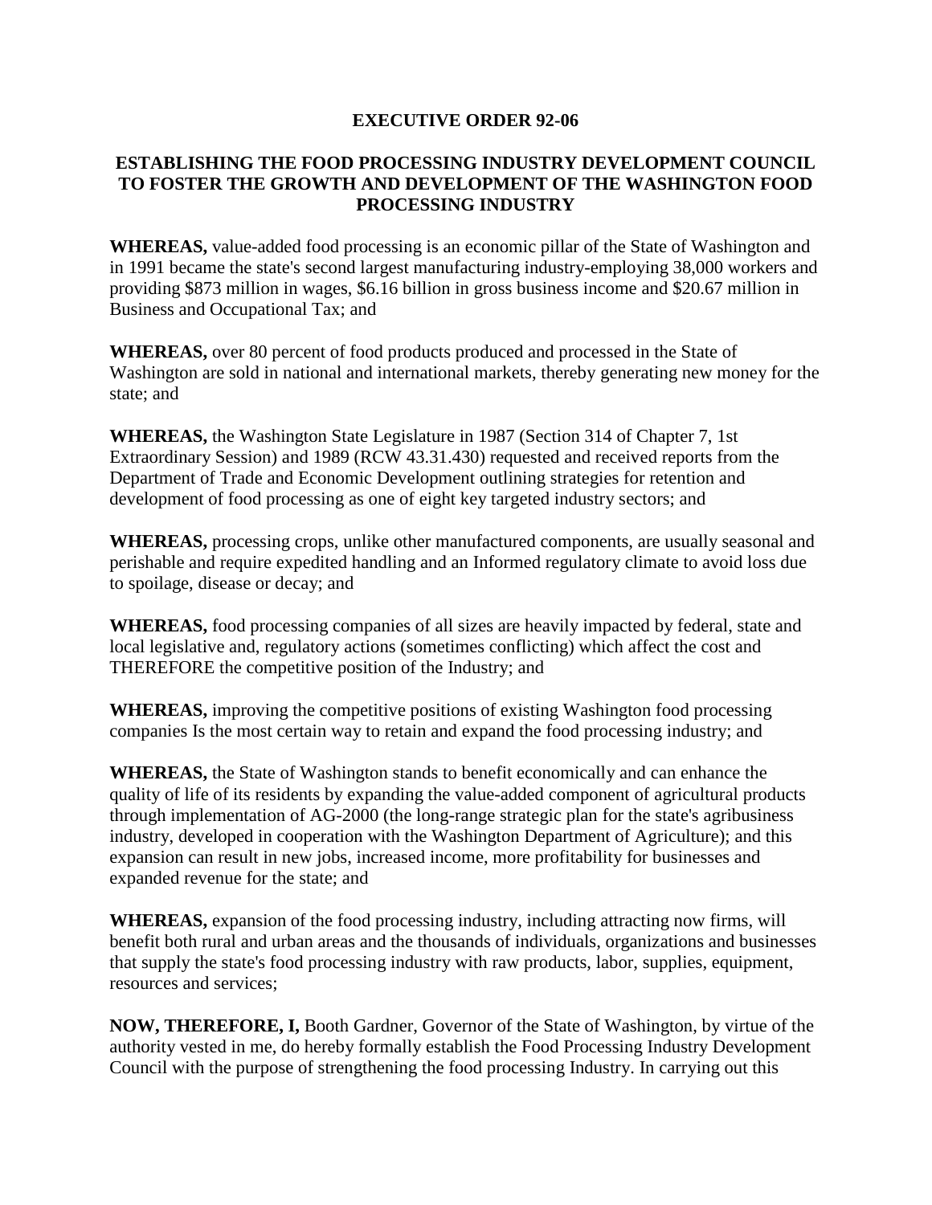# EXECUTIVE ORDER 92-06

## ESTABLISHING THE FOOD PROCESSING INDUSTRY DEVELOPMENT COUNCIL TO FOSTER THE GROWTH AND DEVELOPMENT OF THE WASHINGTON FOOD PROCESSING INDUSTRY

**WHEREAS,** value-added food processing is an economic pillar of the State of Washington and in 1991 became the state's second largest manufacturing industry-employing 38,000 workers and providing $873 million in wages, $6.16 billion in gross business income and $20.67 million in Business and Occupational Tax; and

**WHEREAS,** over 80 percent of food products produced and processed in the State of Washington are sold in national and international markets, thereby generating new money for the state; and

**WHEREAS,** the Washington State Legislature in 1987 (Section 314 of Chapter 7, 1st Extraordinary Session) and 1989 (RCW 43.31.430) requested and received reports from the Department of Trade and Economic Development outlining strategies for retention and development of food processing as one of eight key targeted industry sectors; and

**WHEREAS,** processing crops, unlike other manufactured components, are usually seasonal and perishable and require expedited handling and an Informed regulatory climate to avoid loss due to spoilage, disease or decay; and

**WHEREAS,** food processing companies of all sizes are heavily impacted by federal, state and local legislative and, regulatory actions (sometimes conflicting) which affect the cost and THEREFORE the competitive position of the Industry; and

**WHEREAS,** improving the competitive positions of existing Washington food processing companies Is the most certain way to retain and expand the food processing industry; and

**WHEREAS,** the State of Washington stands to benefit economically and can enhance the quality of life of its residents by expanding the value-added component of agricultural products through implementation of AG-2000 (the long-range strategic plan for the state's agribusiness industry, developed in cooperation with the Washington Department of Agriculture); and this expansion can result in new jobs, increased income, more profitability for businesses and expanded revenue for the state; and

**WHEREAS,** expansion of the food processing industry, including attracting now firms, will benefit both rural and urban areas and the thousands of individuals, organizations and businesses that supply the state's food processing industry with raw products, labor, supplies, equipment, resources and services;

**NOW, THEREFORE, I,** Booth Gardner, Governor of the State of Washington, by virtue of the authority vested in me, do hereby formally establish the Food Processing Industry Development Council with the purpose of strengthening the food processing Industry. In carrying out this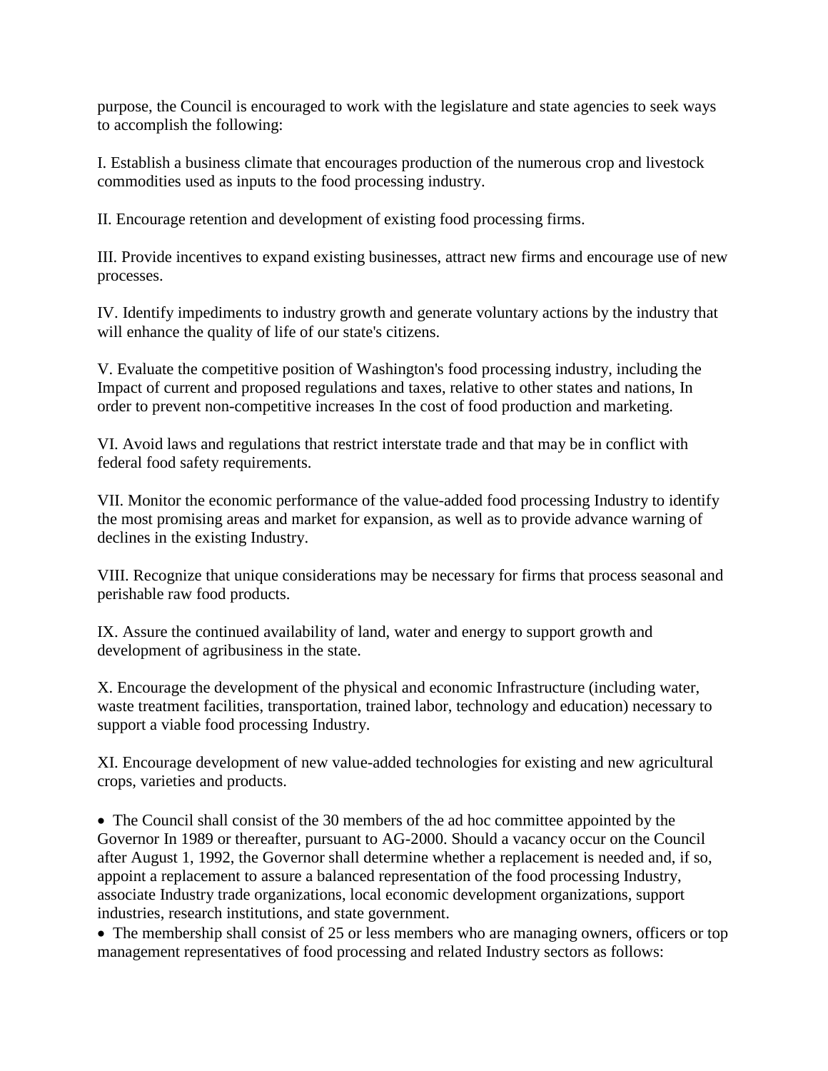purpose, the Council is encouraged to work with the legislature and state agencies to seek ways to accomplish the following:

I. Establish a business climate that encourages production of the numerous crop and livestock commodities used as inputs to the food processing industry.

II. Encourage retention and development of existing food processing firms.

III. Provide incentives to expand existing businesses, attract new firms and encourage use of new processes.

IV. Identify impediments to industry growth and generate voluntary actions by the industry that will enhance the quality of life of our state's citizens.

V. Evaluate the competitive position of Washington's food processing industry, including the Impact of current and proposed regulations and taxes, relative to other states and nations, In order to prevent non-competitive increases In the cost of food production and marketing.

VI. Avoid laws and regulations that restrict interstate trade and that may be in conflict with federal food safety requirements.

VII. Monitor the economic performance of the value-added food processing Industry to identify the most promising areas and market for expansion, as well as to provide advance warning of declines in the existing Industry.

VIII. Recognize that unique considerations may be necessary for firms that process seasonal and perishable raw food products.

IX. Assure the continued availability of land, water and energy to support growth and development of agribusiness in the state.

X. Encourage the development of the physical and economic Infrastructure (including water, waste treatment facilities, transportation, trained labor, technology and education) necessary to support a viable food processing Industry.

XI. Encourage development of new value-added technologies for existing and new agricultural crops, varieties and products.

- The Council shall consist of the 30 members of the ad hoc committee appointed by the Governor In 1989 or thereafter, pursuant to AG-2000. Should a vacancy occur on the Council after August 1, 1992, the Governor shall determine whether a replacement is needed and, if so, appoint a replacement to assure a balanced representation of the food processing Industry, associate Industry trade organizations, local economic development organizations, support industries, research institutions, and state government.
- The membership shall consist of 25 or less members who are managing owners, officers or top management representatives of food processing and related Industry sectors as follows: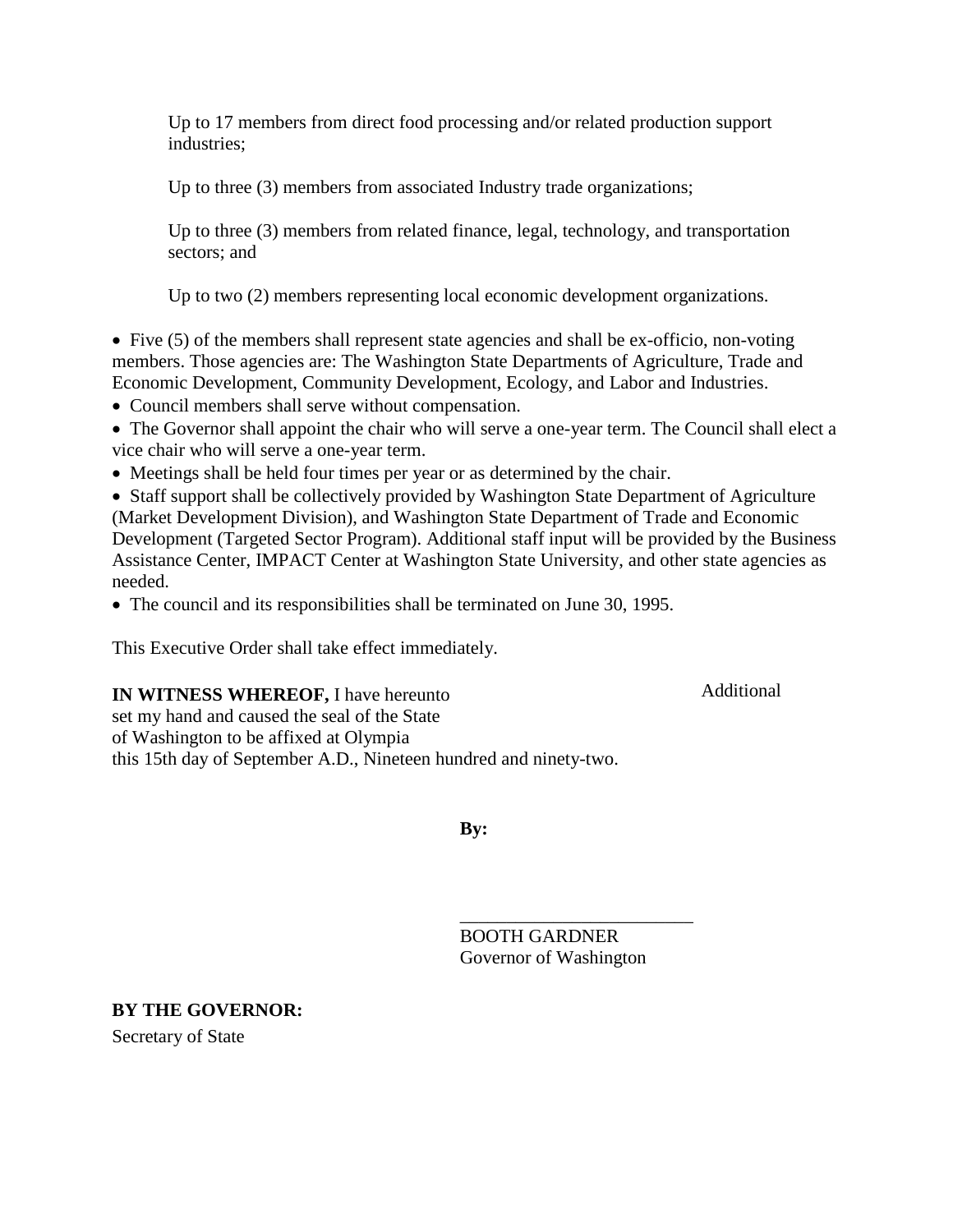Up to 17 members from direct food processing and/or related production support industries;

Up to three (3) members from associated Industry trade organizations;

Up to three (3) members from related finance, legal, technology, and transportation sectors; and

Up to two (2) members representing local economic development organizations.

- Five (5) of the members shall represent state agencies and shall be ex-officio, non-voting members. Those agencies are: The Washington State Departments of Agriculture, Trade and Economic Development, Community Development, Ecology, and Labor and Industries.
- Council members shall serve without compensation.
- The Governor shall appoint the chair who will serve a one-year term. The Council shall elect a vice chair who will serve a one-year term.
- Meetings shall be held four times per year or as determined by the chair.
- Staff support shall be collectively provided by Washington State Department of Agriculture (Market Development Division), and Washington State Department of Trade and Economic Development (Targeted Sector Program). Additional staff input will be provided by the Business Assistance Center, IMPACT Center at Washington State University, and other state agencies as needed.
- The council and its responsibilities shall be terminated on June 30, 1995.

This Executive Order shall take effect immediately.

**IN WITNESS WHEREOF,** I have hereunto set my hand and caused the seal of the State of Washington to be affixed at Olympia this 15th day of September A.D., Nineteen hundred and ninety-two.

Additional

**By:**

\_\_\_\_\_\_\_\_\_\_\_\_\_\_\_\_\_\_\_\_\_\_\_\_\_

BOOTH GARDNER
Governor of Washington

**BY THE GOVERNOR:**

Secretary of State